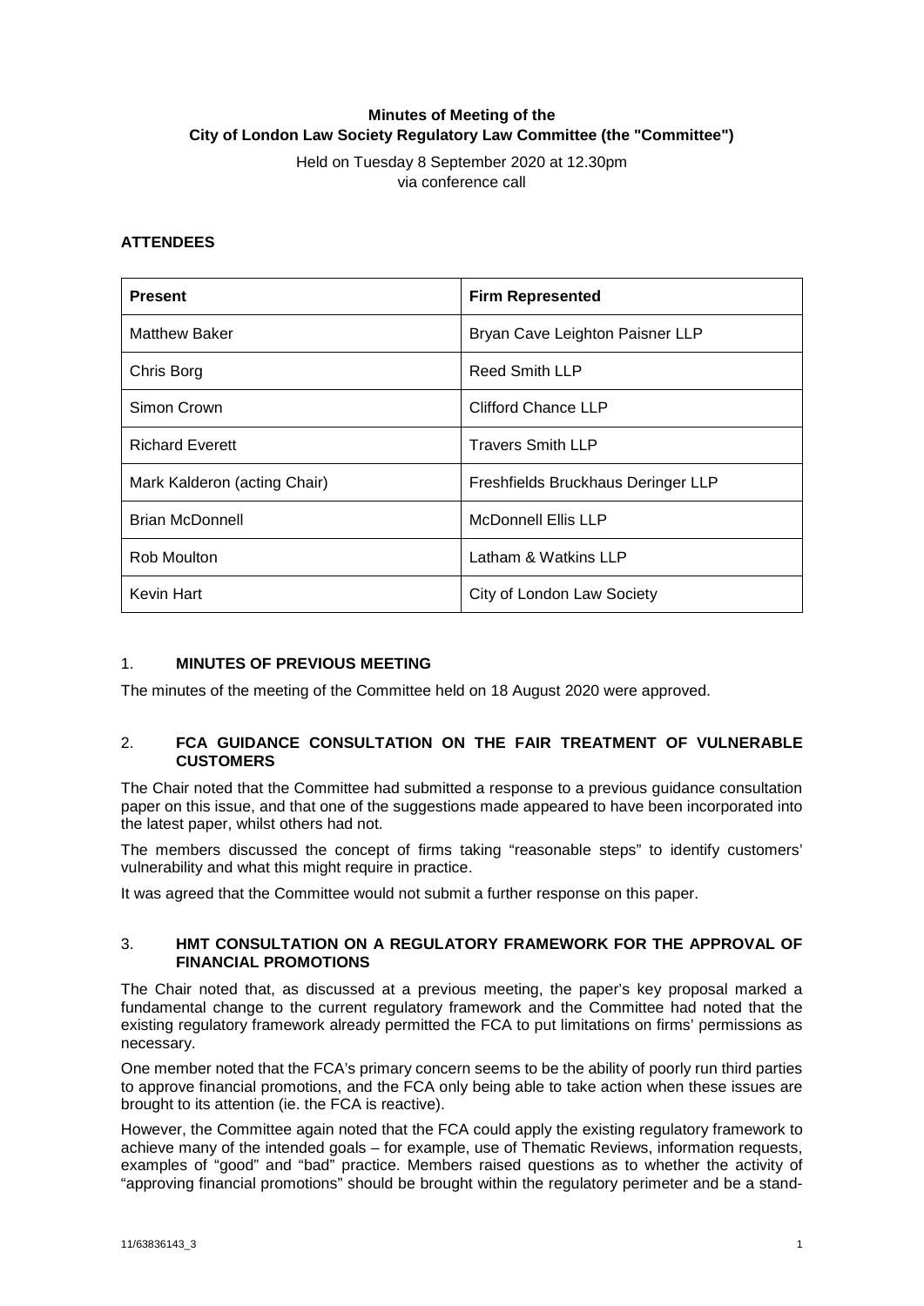**Minutes of Meeting of the City of London Law Society Regulatory Law Committee (the "Committee")**

Held on Tuesday 8 September 2020 at 12.30pm
via conference call

**ATTENDEES**

| Present | Firm Represented |
| --- | --- |
| Matthew Baker | Bryan Cave Leighton Paisner LLP |
| Chris Borg | Reed Smith LLP |
| Simon Crown | Clifford Chance LLP |
| Richard Everett | Travers Smith LLP |
| Mark Kalderon (acting Chair) | Freshfields Bruckhaus Deringer LLP |
| Brian McDonnell | McDonnell Ellis LLP |
| Rob Moulton | Latham & Watkins LLP |
| Kevin Hart | City of London Law Society |

1. **MINUTES OF PREVIOUS MEETING**

The minutes of the meeting of the Committee held on 18 August 2020 were approved.

2. **FCA GUIDANCE CONSULTATION ON THE FAIR TREATMENT OF VULNERABLE CUSTOMERS**

The Chair noted that the Committee had submitted a response to a previous guidance consultation paper on this issue, and that one of the suggestions made appeared to have been incorporated into the latest paper, whilst others had not.

The members discussed the concept of firms taking "reasonable steps" to identify customers' vulnerability and what this might require in practice.

It was agreed that the Committee would not submit a further response on this paper.

3. **HMT CONSULTATION ON A REGULATORY FRAMEWORK FOR THE APPROVAL OF FINANCIAL PROMOTIONS**

The Chair noted that, as discussed at a previous meeting, the paper's key proposal marked a fundamental change to the current regulatory framework and the Committee had noted that the existing regulatory framework already permitted the FCA to put limitations on firms' permissions as necessary.

One member noted that the FCA's primary concern seems to be the ability of poorly run third parties to approve financial promotions, and the FCA only being able to take action when these issues are brought to its attention (ie. the FCA is reactive).

However, the Committee again noted that the FCA could apply the existing regulatory framework to achieve many of the intended goals – for example, use of Thematic Reviews, information requests, examples of "good" and "bad" practice. Members raised questions as to whether the activity of "approving financial promotions" should be brought within the regulatory perimeter and be a stand-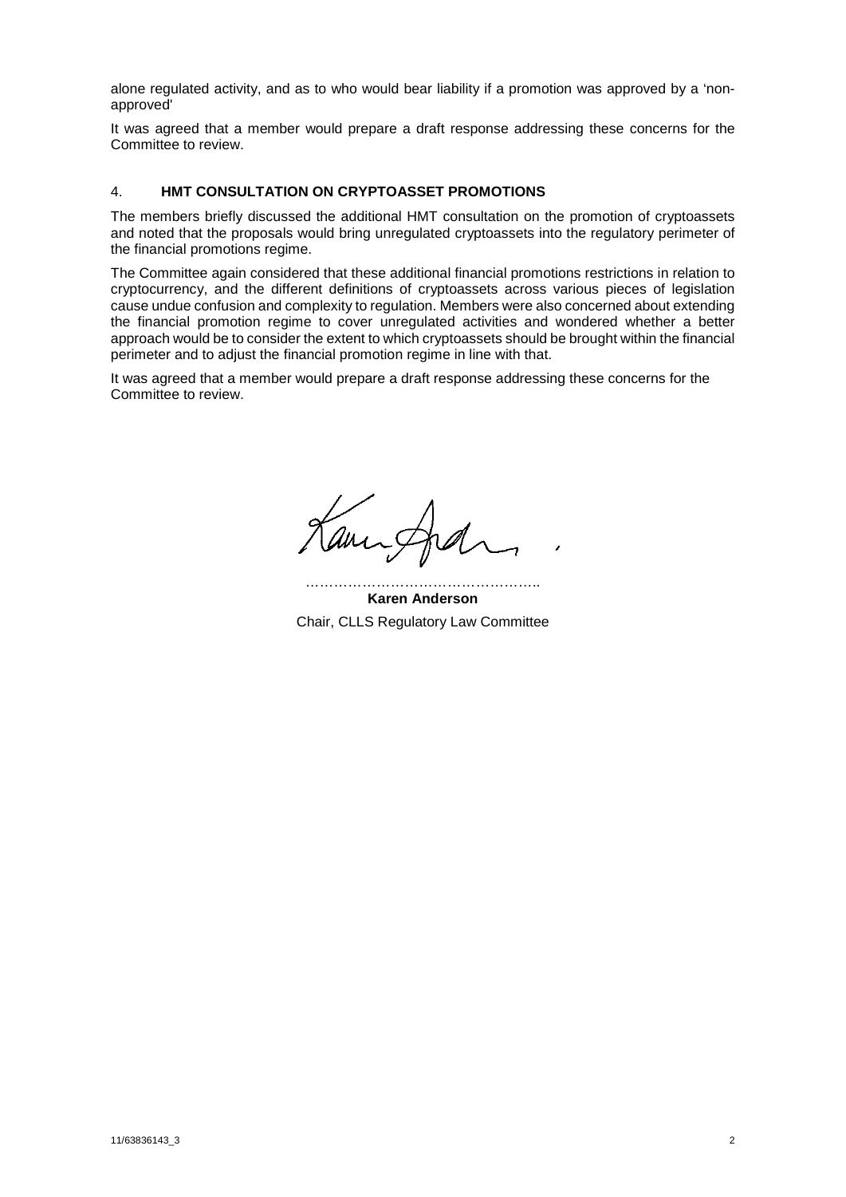alone regulated activity, and as to who would bear liability if a promotion was approved by a 'non-approved'

It was agreed that a member would prepare a draft response addressing these concerns for the Committee to review.

## 4. HMT CONSULTATION ON CRYPTOASSET PROMOTIONS

The members briefly discussed the additional HMT consultation on the promotion of cryptoassets and noted that the proposals would bring unregulated cryptoassets into the regulatory perimeter of the financial promotions regime.

The Committee again considered that these additional financial promotions restrictions in relation to cryptocurrency, and the different definitions of cryptoassets across various pieces of legislation cause undue confusion and complexity to regulation. Members were also concerned about extending the financial promotion regime to cover unregulated activities and wondered whether a better approach would be to consider the extent to which cryptoassets should be brought within the financial perimeter and to adjust the financial promotion regime in line with that.

It was agreed that a member would prepare a draft response addressing these concerns for the Committee to review.

…………………………………………..

**Karen Anderson**

Chair, CLLS Regulatory Law Committee

11/63836143_3